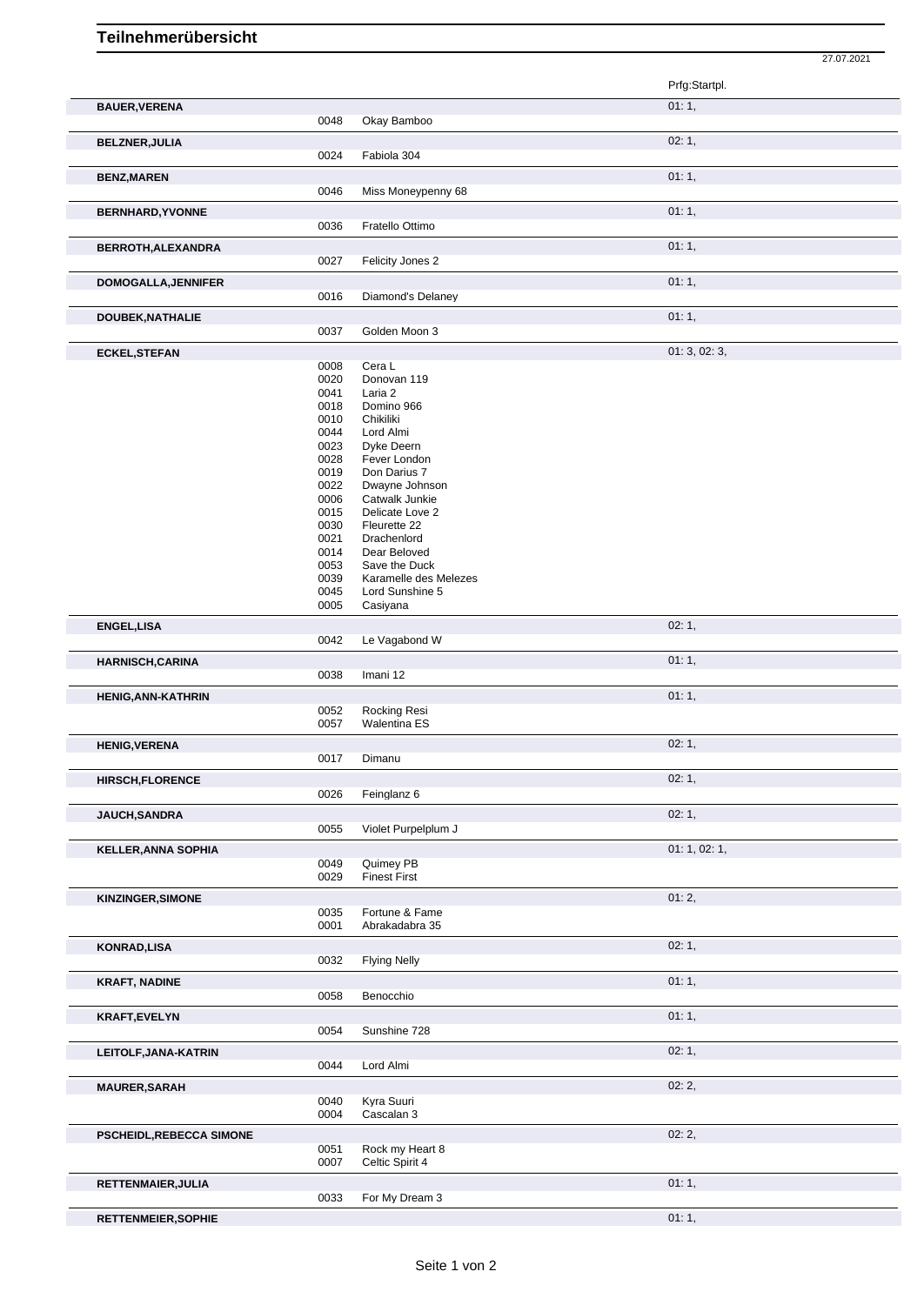# Teilnehmerübersicht

27.07.2021

| Reiter | Nr. | Pferd | Prfg:Startpl. |
|---|---|---|---|
| **BAUER,VERENA** | | | 01: 1, |
| | 0048 | Okay Bamboo | |
| **BELZNER,JULIA** | | | 02: 1, |
| | 0024 | Fabiola 304 | |
| **BENZ,MAREN** | | | 01: 1, |
| | 0046 | Miss Moneypenny 68 | |
| **BERNHARD,YVONNE** | | | 01: 1, |
| | 0036 | Fratello Ottimo | |
| **BERROTH,ALEXANDRA** | | | 01: 1, |
| | 0027 | Felicity Jones 2 | |
| **DOMOGALLA,JENNIFER** | | | 01: 1, |
| | 0016 | Diamond's Delaney | |
| **DOUBEK,NATHALIE** | | | 01: 1, |
| | 0037 | Golden Moon 3 | |
| **ECKEL,STEFAN** | | | 01: 3, 02: 3, |
| | 0008 | Cera L | |
| | 0020 | Donovan 119 | |
| | 0041 | Laria 2 | |
| | 0018 | Domino 966 | |
| | 0010 | Chikiliki | |
| | 0044 | Lord Almi | |
| | 0023 | Dyke Deern | |
| | 0028 | Fever London | |
| | 0019 | Don Darius 7 | |
| | 0022 | Dwayne Johnson | |
| | 0006 | Catwalk Junkie | |
| | 0015 | Delicate Love 2 | |
| | 0030 | Fleurette 22 | |
| | 0021 | Drachenlord | |
| | 0014 | Dear Beloved | |
| | 0053 | Save the Duck | |
| | 0039 | Karamelle des Melezes | |
| | 0045 | Lord Sunshine 5 | |
| | 0005 | Casiyana | |
| **ENGEL,LISA** | | | 02: 1, |
| | 0042 | Le Vagabond W | |
| **HARNISCH,CARINA** | | | 01: 1, |
| | 0038 | Imani 12 | |
| **HENIG,ANN-KATHRIN** | | | 01: 1, |
| | 0052 | Rocking Resi | |
| | 0057 | Walentina ES | |
| **HENIG,VERENA** | | | 02: 1, |
| | 0017 | Dimanu | |
| **HIRSCH,FLORENCE** | | | 02: 1, |
| | 0026 | Feinglanz 6 | |
| **JAUCH,SANDRA** | | | 02: 1, |
| | 0055 | Violet Purpelplum J | |
| **KELLER,ANNA SOPHIA** | | | 01: 1, 02: 1, |
| | 0049 | Quimey PB | |
| | 0029 | Finest First | |
| **KINZINGER,SIMONE** | | | 01: 2, |
| | 0035 | Fortune & Fame | |
| | 0001 | Abrakadabra 35 | |
| **KONRAD,LISA** | | | 02: 1, |
| | 0032 | Flying Nelly | |
| **KRAFT, NADINE** | | | 01: 1, |
| | 0058 | Benocchio | |
| **KRAFT,EVELYN** | | | 01: 1, |
| | 0054 | Sunshine 728 | |
| **LEITOLF,JANA-KATRIN** | | | 02: 1, |
| | 0044 | Lord Almi | |
| **MAURER,SARAH** | | | 02: 2, |
| | 0040 | Kyra Suuri | |
| | 0004 | Cascalan 3 | |
| **PSCHEIDL,REBECCA SIMONE** | | | 02: 2, |
| | 0051 | Rock my Heart 8 | |
| | 0007 | Celtic Spirit 4 | |
| **RETTENMAIER,JULIA** | | | 01: 1, |
| | 0033 | For My Dream 3 | |
| **RETTENMEIER,SOPHIE** | | | 01: 1, |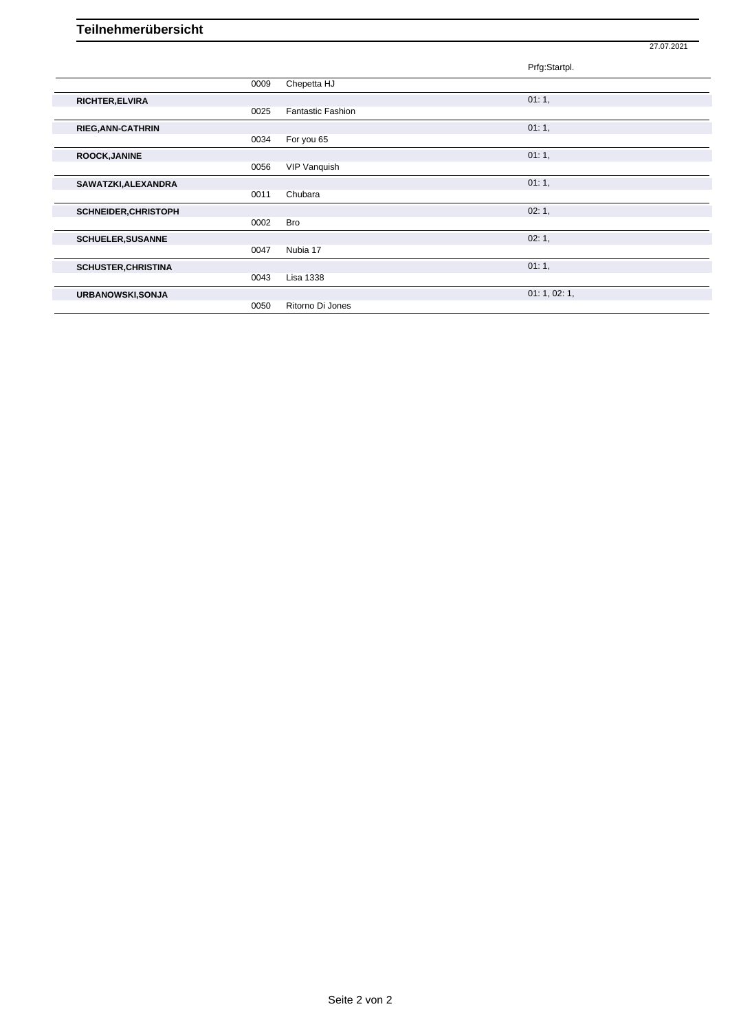## Teilnehmerübersicht

27.07.2021

| | | | Prfg:Startpl. |
|---|---|---|---|
| | 0009 | Chepetta HJ | |
| **RICHTER,ELVIRA** | | | 01: 1, |
| | 0025 | Fantastic Fashion | |
| **RIEG,ANN-CATHRIN** | | | 01: 1, |
| | 0034 | For you 65 | |
| **ROOCK,JANINE** | | | 01: 1, |
| | 0056 | VIP Vanquish | |
| **SAWATZKI,ALEXANDRA** | | | 01: 1, |
| | 0011 | Chubara | |
| **SCHNEIDER,CHRISTOPH** | | | 02: 1, |
| | 0002 | Bro | |
| **SCHUELER,SUSANNE** | | | 02: 1, |
| | 0047 | Nubia 17 | |
| **SCHUSTER,CHRISTINA** | | | 01: 1, |
| | 0043 | Lisa 1338 | |
| **URBANOWSKI,SONJA** | | | 01: 1, 02: 1, |
| | 0050 | Ritorno Di Jones | |